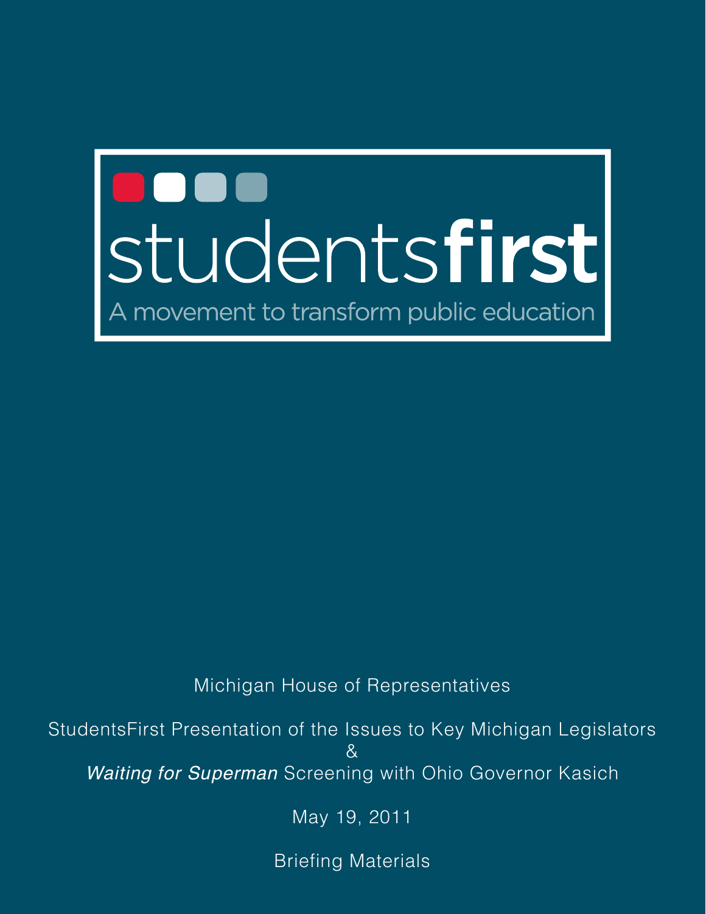# studentsfirst

A movement to transform public education

Michigan House of Representatives

StudentsFirst Presentation of the Issues to Key Michigan Legislators
&
*Waiting for Superman* Screening with Ohio Governor Kasich

May 19, 2011

Briefing Materials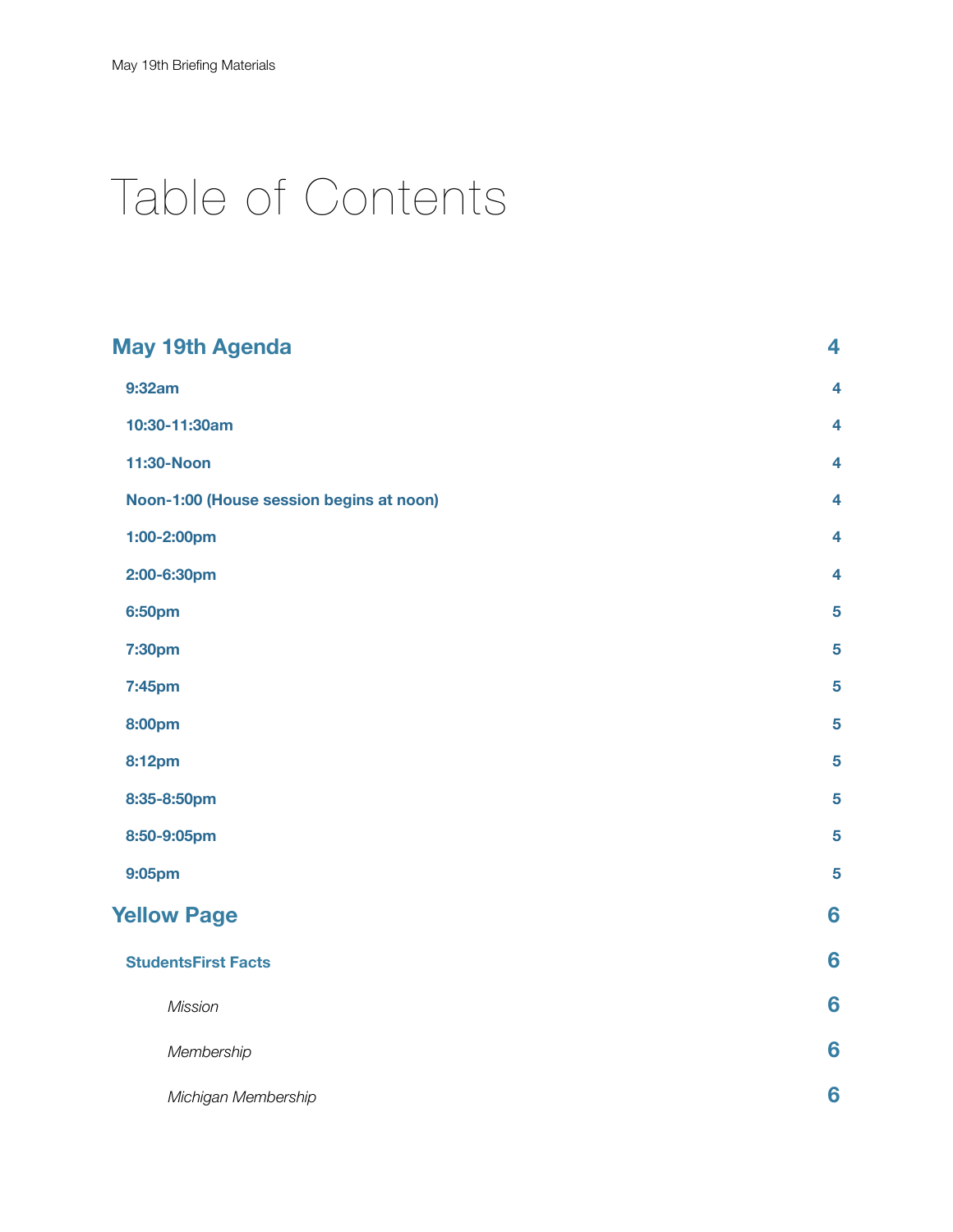# Table of Contents

| | |
|---|---|
| **May 19th Agenda** | **4** |
| **9:32am** | **4** |
| **10:30-11:30am** | **4** |
| **11:30-Noon** | **4** |
| **Noon-1:00 (House session begins at noon)** | **4** |
| **1:00-2:00pm** | **4** |
| **2:00-6:30pm** | **4** |
| **6:50pm** | **5** |
| **7:30pm** | **5** |
| **7:45pm** | **5** |
| **8:00pm** | **5** |
| **8:12pm** | **5** |
| **8:35-8:50pm** | **5** |
| **8:50-9:05pm** | **5** |
| **9:05pm** | **5** |
| **Yellow Page** | **6** |
| **StudentsFirst Facts** | **6** |
| *Mission* | **6** |
| *Membership* | **6** |
| *Michigan Membership* | **6** |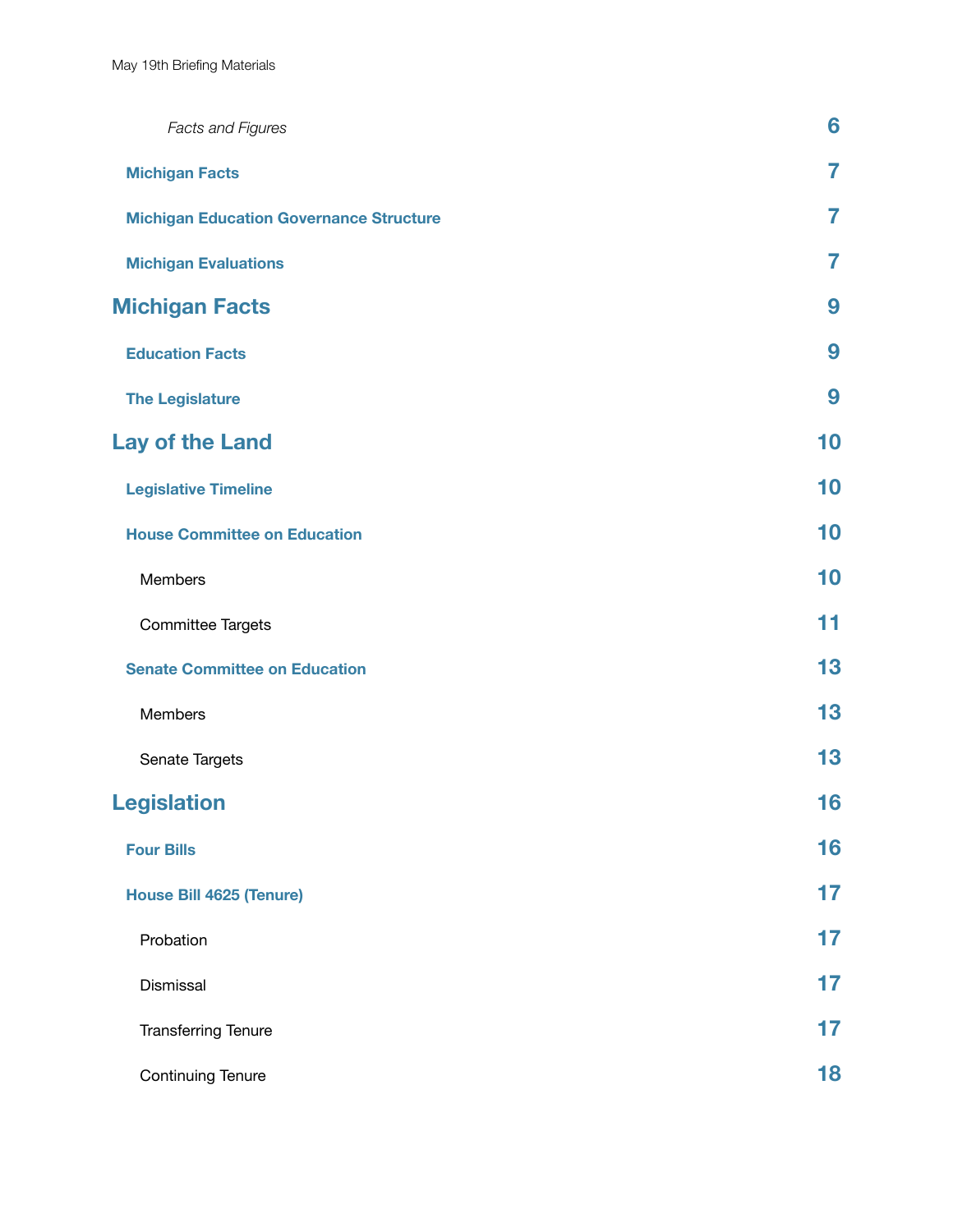*Facts and Figures* 6

**Michigan Facts** 7

**Michigan Education Governance Structure** 7

**Michigan Evaluations** 7

**Michigan Facts** 9

**Education Facts** 9

**The Legislature** 9

**Lay of the Land** 10

**Legislative Timeline** 10

**House Committee on Education** 10

Members 10

Committee Targets 11

**Senate Committee on Education** 13

Members 13

Senate Targets 13

**Legislation** 16

**Four Bills** 16

**House Bill 4625 (Tenure)** 17

Probation 17

Dismissal 17

Transferring Tenure 17

Continuing Tenure 18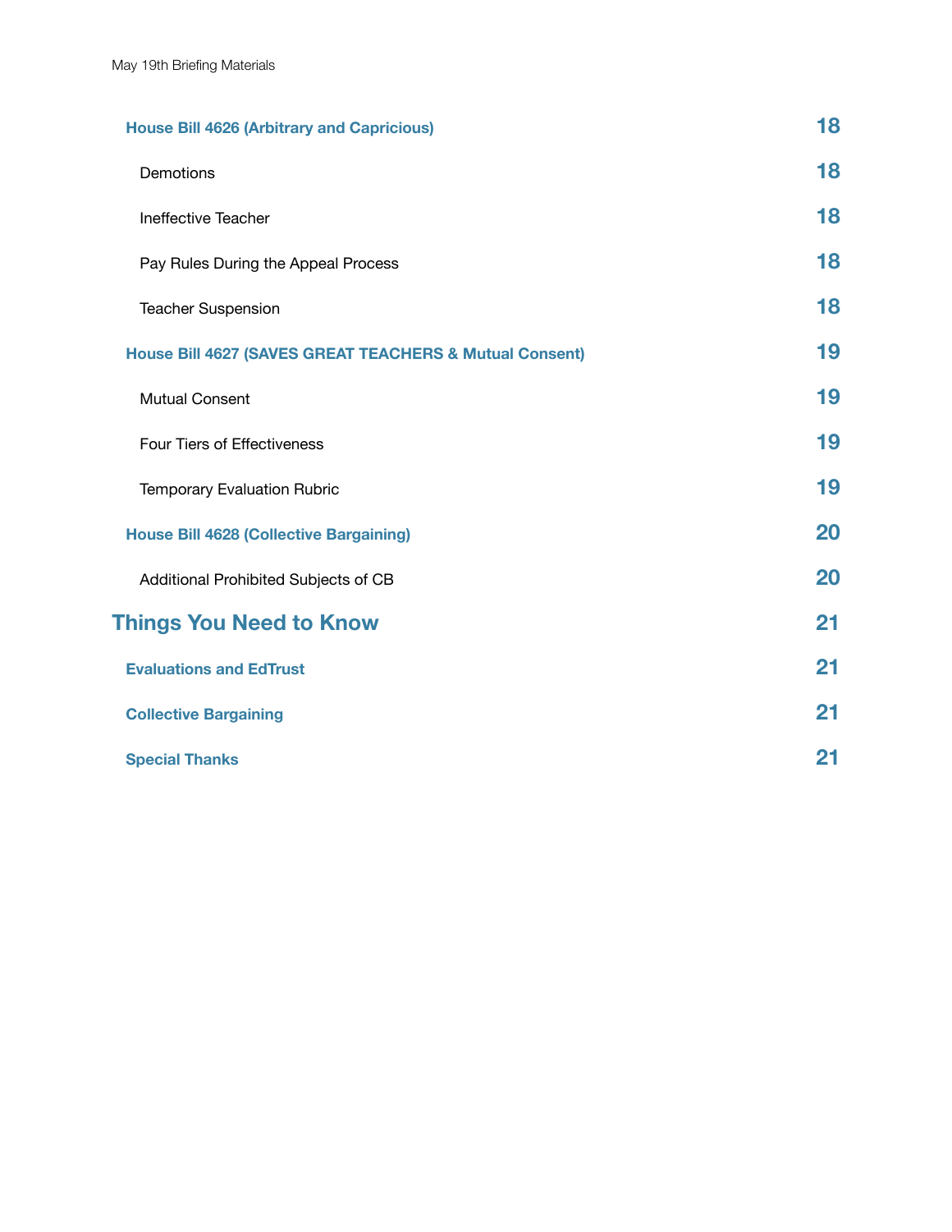House Bill 4626 (Arbitrary and Capricious) 18

Demotions 18

Ineffective Teacher 18

Pay Rules During the Appeal Process 18

Teacher Suspension 18

House Bill 4627 (SAVES GREAT TEACHERS & Mutual Consent) 19

Mutual Consent 19

Four Tiers of Effectiveness 19

Temporary Evaluation Rubric 19

House Bill 4628 (Collective Bargaining) 20

Additional Prohibited Subjects of CB 20

Things You Need to Know 21

Evaluations and EdTrust 21

Collective Bargaining 21

Special Thanks 21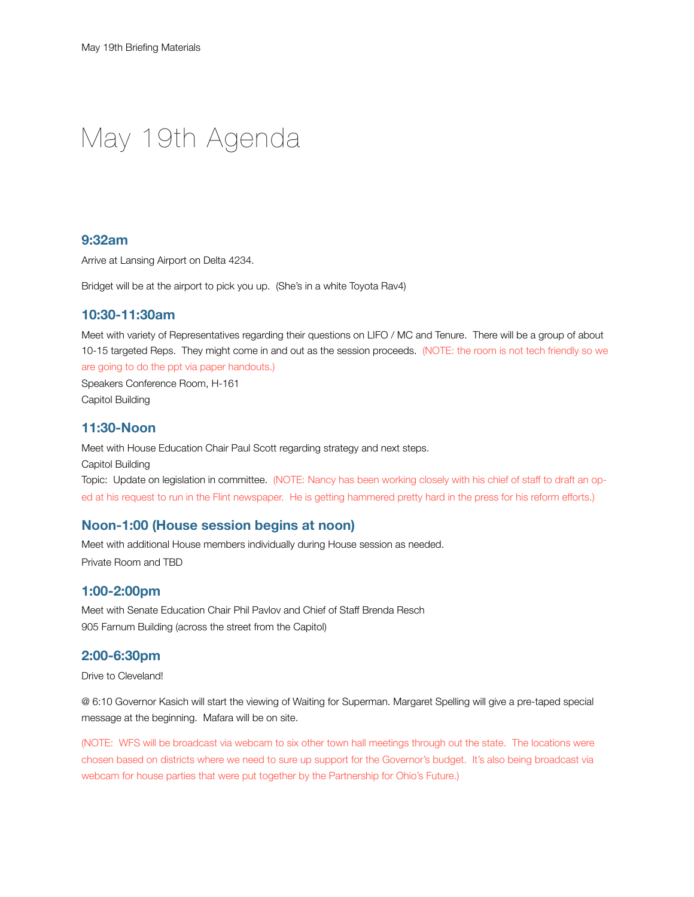# May 19th Agenda

### 9:32am

Arrive at Lansing Airport on Delta 4234.

Bridget will be at the airport to pick you up. (She's in a white Toyota Rav4)

### 10:30-11:30am

Meet with variety of Representatives regarding their questions on LIFO / MC and Tenure. There will be a group of about 10-15 targeted Reps. They might come in and out as the session proceeds. (NOTE: the room is not tech friendly so we are going to do the ppt via paper handouts.)
Speakers Conference Room, H-161
Capitol Building

### 11:30-Noon

Meet with House Education Chair Paul Scott regarding strategy and next steps.
Capitol Building
Topic: Update on legislation in committee. (NOTE: Nancy has been working closely with his chief of staff to draft an op-ed at his request to run in the Flint newspaper. He is getting hammered pretty hard in the press for his reform efforts.)

### Noon-1:00 (House session begins at noon)

Meet with additional House members individually during House session as needed.
Private Room and TBD

### 1:00-2:00pm

Meet with Senate Education Chair Phil Pavlov and Chief of Staff Brenda Resch
905 Farnum Building (across the street from the Capitol)

### 2:00-6:30pm

Drive to Cleveland!

@ 6:10 Governor Kasich will start the viewing of Waiting for Superman. Margaret Spelling will give a pre-taped special message at the beginning. Mafara will be on site.

(NOTE: WFS will be broadcast via webcam to six other town hall meetings through out the state. The locations were chosen based on districts where we need to sure up support for the Governor's budget. It's also being broadcast via webcam for house parties that were put together by the Partnership for Ohio's Future.)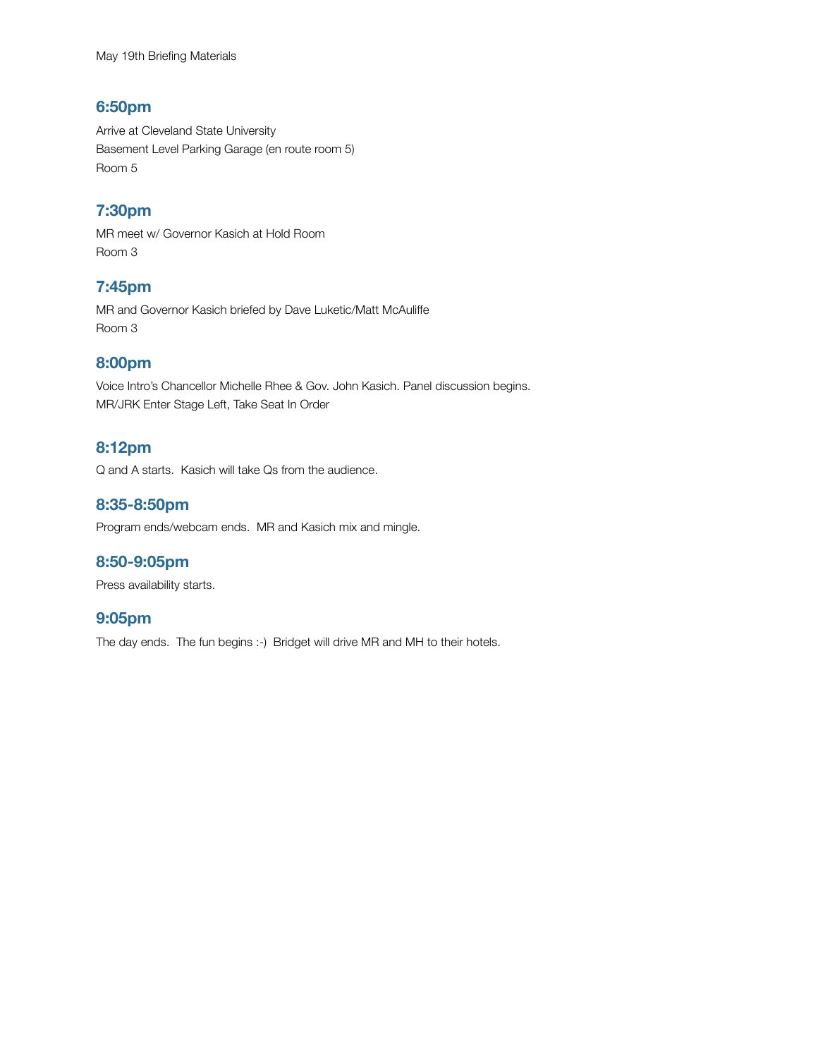May 19th Briefing Materials

### 6:50pm

Arrive at Cleveland State University
Basement Level Parking Garage (en route room 5)
Room 5

### 7:30pm

MR meet w/ Governor Kasich at Hold Room
Room 3

### 7:45pm

MR and Governor Kasich briefed by Dave Luketic/Matt McAuliffe
Room 3

### 8:00pm

Voice Intro's Chancellor Michelle Rhee & Gov. John Kasich. Panel discussion begins.
MR/JRK Enter Stage Left, Take Seat In Order

### 8:12pm

Q and A starts. Kasich will take Qs from the audience.

### 8:35-8:50pm

Program ends/webcam ends. MR and Kasich mix and mingle.

### 8:50-9:05pm

Press availability starts.

### 9:05pm

The day ends. The fun begins :-) Bridget will drive MR and MH to their hotels.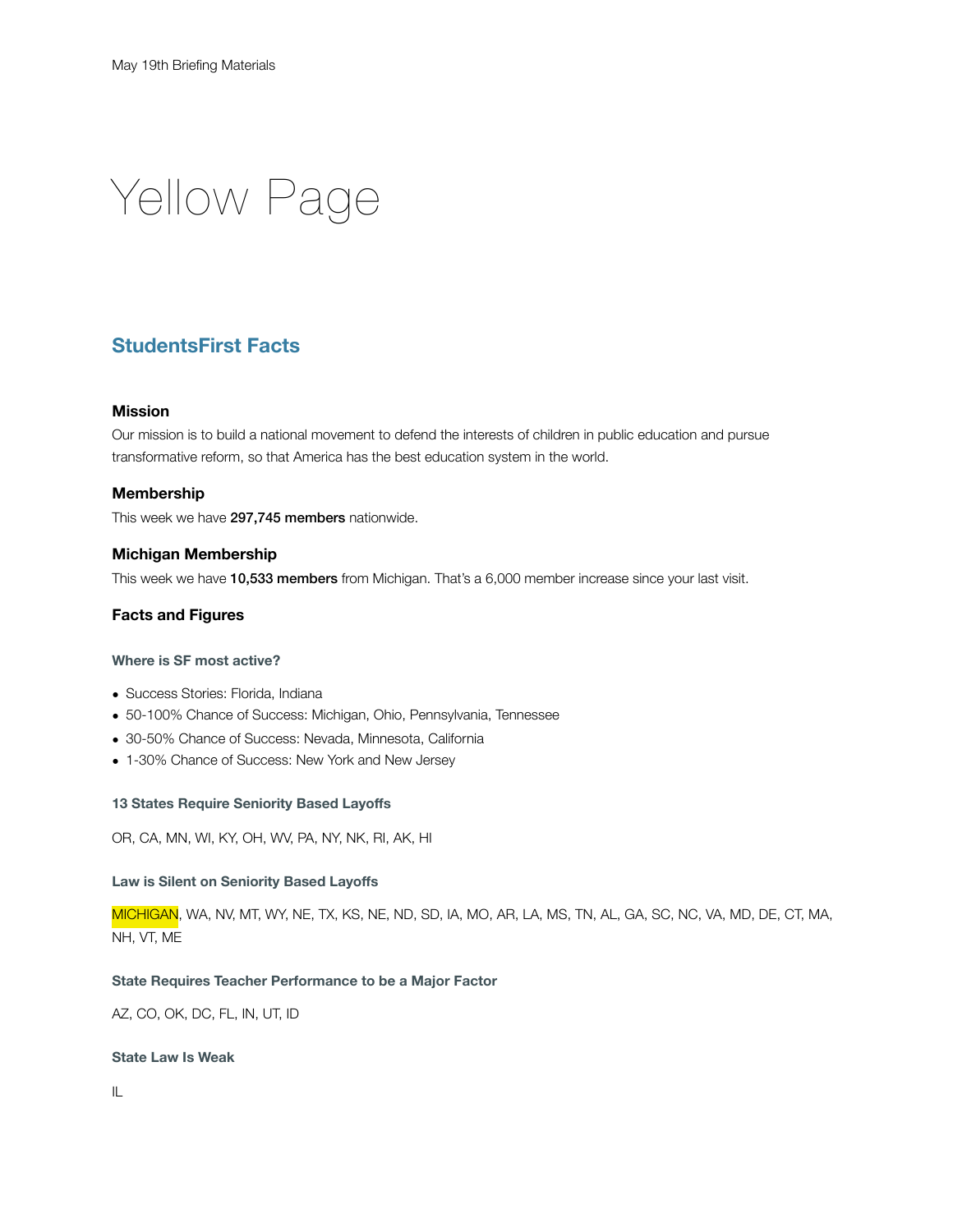May 19th Briefing Materials

# Yellow Page

## StudentsFirst Facts

### Mission

Our mission is to build a national movement to defend the interests of children in public education and pursue transformative reform, so that America has the best education system in the world.

### Membership

This week we have **297,745 members** nationwide.

### Michigan Membership

This week we have **10,533 members** from Michigan. That's a 6,000 member increase since your last visit.

### Facts and Figures

#### Where is SF most active?

- Success Stories: Florida, Indiana
- 50-100% Chance of Success: Michigan, Ohio, Pennsylvania, Tennessee
- 30-50% Chance of Success: Nevada, Minnesota, California
- 1-30% Chance of Success: New York and New Jersey

#### 13 States Require Seniority Based Layoffs

OR, CA, MN, WI, KY, OH, WV, PA, NY, NK, RI, AK, HI

#### Law is Silent on Seniority Based Layoffs

MICHIGAN, WA, NV, MT, WY, NE, TX, KS, NE, ND, SD, IA, MO, AR, LA, MS, TN, AL, GA, SC, NC, VA, MD, DE, CT, MA, NH, VT, ME

#### State Requires Teacher Performance to be a Major Factor

AZ, CO, OK, DC, FL, IN, UT, ID

#### State Law Is Weak

IL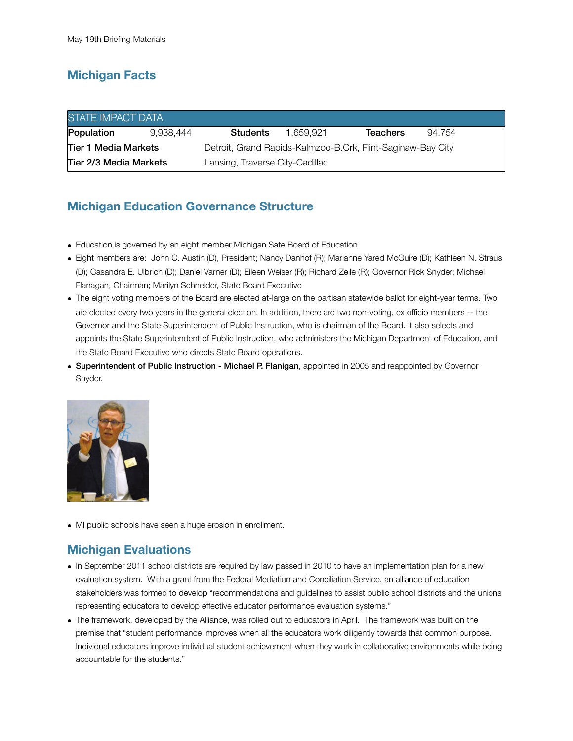## Michigan Facts

| STATE IMPACT DATA | | | | | |
|---|---|---|---|---|---|
| **Population** | 9,938,444 | **Students** | 1,659,921 | **Teachers** | 94,754 |
| **Tier 1 Media Markets** | | Detroit, Grand Rapids-Kalmzoo-B.Crk, Flint-Saginaw-Bay City | | | |
| **Tier 2/3 Media Markets** | | Lansing, Traverse City-Cadillac | | | |

## Michigan Education Governance Structure

- Education is governed by an eight member Michigan Sate Board of Education.
- Eight members are: John C. Austin (D), President; Nancy Danhof (R); Marianne Yared McGuire (D); Kathleen N. Straus (D); Casandra E. Ulbrich (D); Daniel Varner (D); Eileen Weiser (R); Richard Zeile (R); Governor Rick Snyder; Michael Flanagan, Chairman; Marilyn Schneider, State Board Executive
- The eight voting members of the Board are elected at-large on the partisan statewide ballot for eight-year terms. Two are elected every two years in the general election. In addition, there are two non-voting, ex officio members -- the Governor and the State Superintendent of Public Instruction, who is chairman of the Board. It also selects and appoints the State Superintendent of Public Instruction, who administers the Michigan Department of Education, and the State Board Executive who directs State Board operations.
- **Superintendent of Public Instruction - Michael P. Flanigan**, appointed in 2005 and reappointed by Governor Snyder.

- MI public schools have seen a huge erosion in enrollment.

## Michigan Evaluations

- In September 2011 school districts are required by law passed in 2010 to have an implementation plan for a new evaluation system. With a grant from the Federal Mediation and Conciliation Service, an alliance of education stakeholders was formed to develop "recommendations and guidelines to assist public school districts and the unions representing educators to develop effective educator performance evaluation systems."
- The framework, developed by the Alliance, was rolled out to educators in April. The framework was built on the premise that "student performance improves when all the educators work diligently towards that common purpose. Individual educators improve individual student achievement when they work in collaborative environments while being accountable for the students."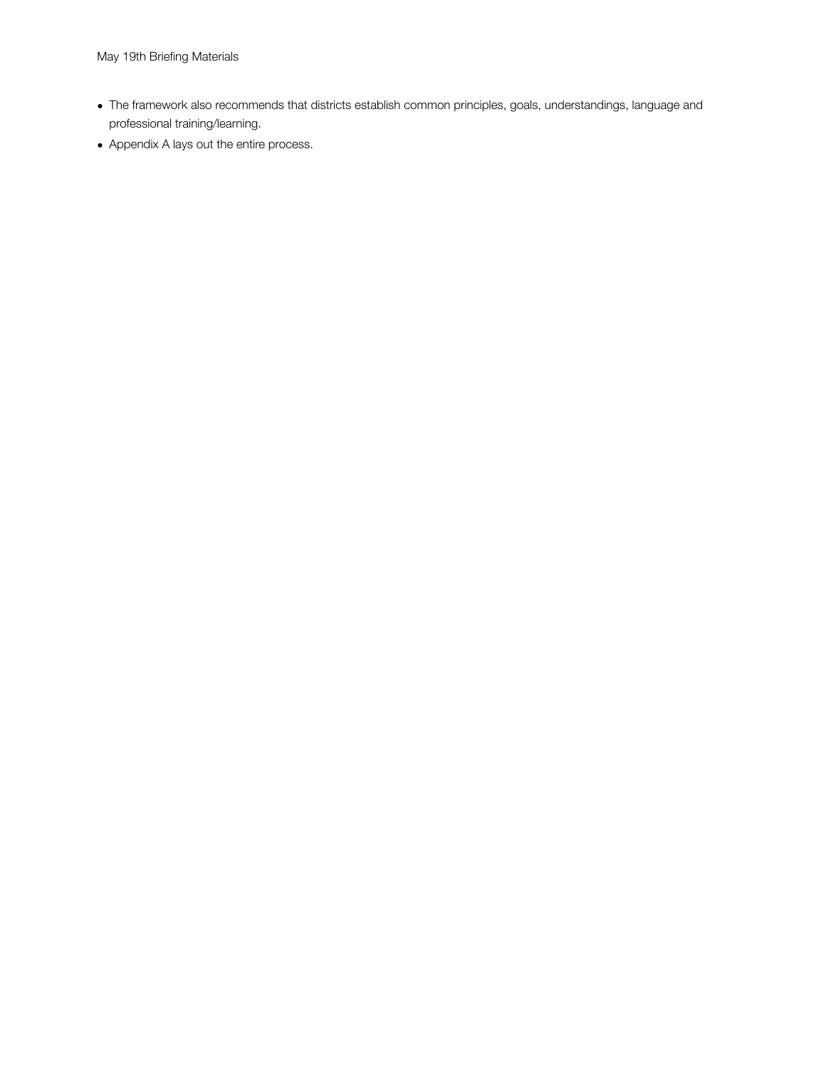- The framework also recommends that districts establish common principles, goals, understandings, language and professional training/learning.
- Appendix A lays out the entire process.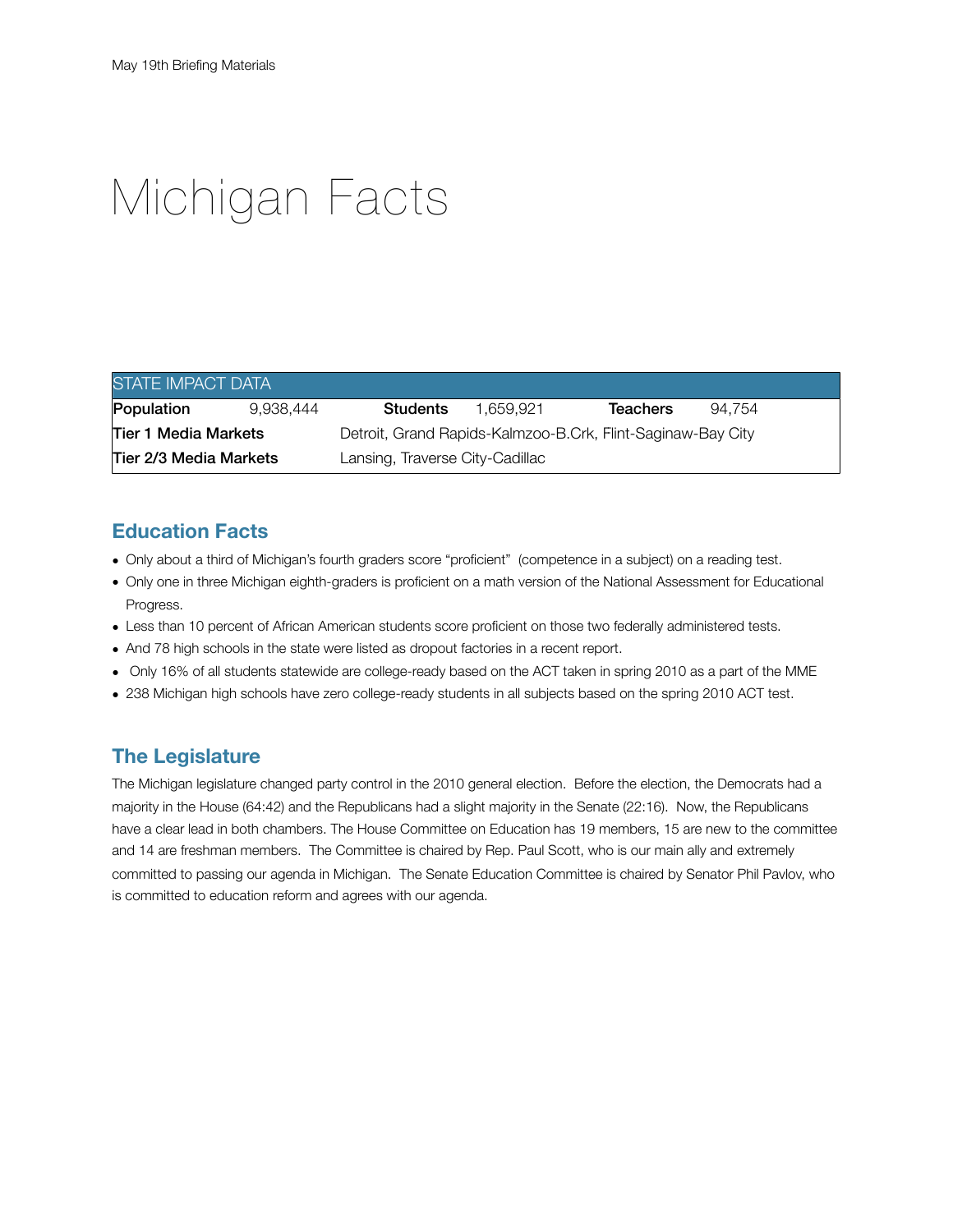# Michigan Facts

| STATE IMPACT DATA | | | | | |
|---|---|---|---|---|---|
| **Population** | 9,938,444 | **Students** | 1,659,921 | **Teachers** | 94,754 |
| **Tier 1 Media Markets** | | Detroit, Grand Rapids-Kalmzoo-B.Crk, Flint-Saginaw-Bay City | | | |
| **Tier 2/3 Media Markets** | | Lansing, Traverse City-Cadillac | | | |

## Education Facts

- Only about a third of Michigan's fourth graders score "proficient" (competence in a subject) on a reading test.
- Only one in three Michigan eighth-graders is proficient on a math version of the National Assessment for Educational Progress.
- Less than 10 percent of African American students score proficient on those two federally administered tests.
- And 78 high schools in the state were listed as dropout factories in a recent report.
- Only 16% of all students statewide are college-ready based on the ACT taken in spring 2010 as a part of the MME
- 238 Michigan high schools have zero college-ready students in all subjects based on the spring 2010 ACT test.

## The Legislature

The Michigan legislature changed party control in the 2010 general election. Before the election, the Democrats had a majority in the House (64:42) and the Republicans had a slight majority in the Senate (22:16). Now, the Republicans have a clear lead in both chambers. The House Committee on Education has 19 members, 15 are new to the committee and 14 are freshman members. The Committee is chaired by Rep. Paul Scott, who is our main ally and extremely committed to passing our agenda in Michigan. The Senate Education Committee is chaired by Senator Phil Pavlov, who is committed to education reform and agrees with our agenda.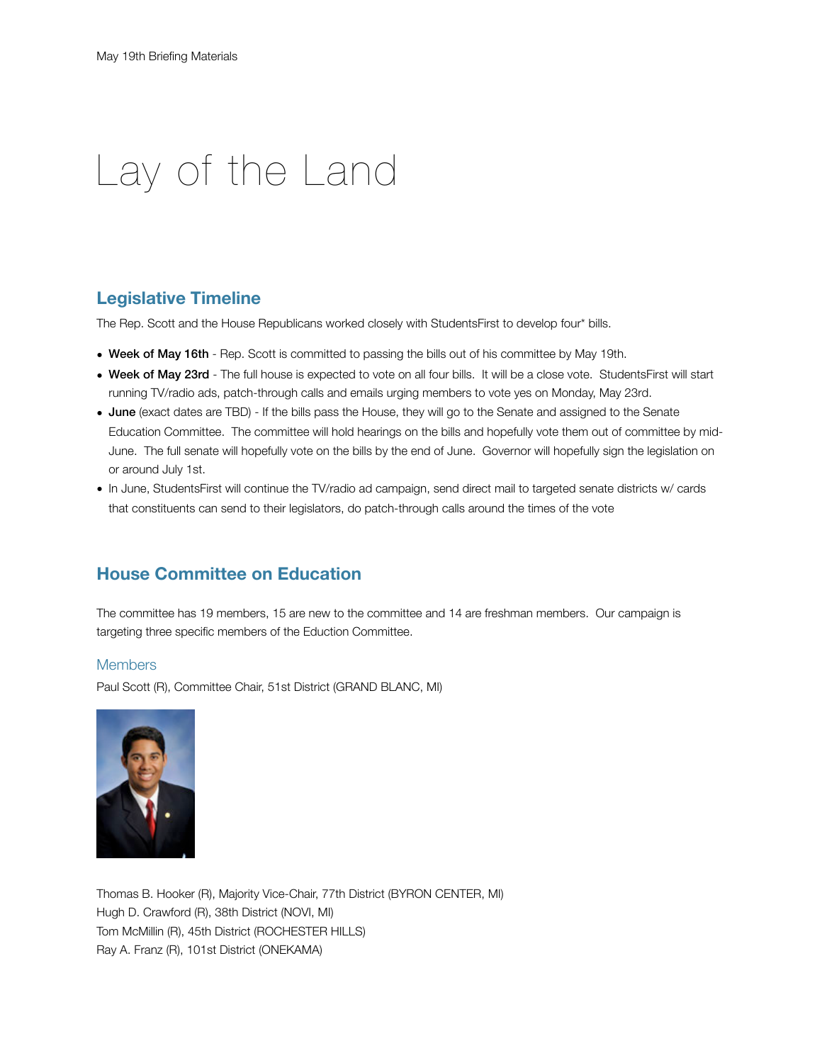# Lay of the Land

## Legislative Timeline

The Rep. Scott and the House Republicans worked closely with StudentsFirst to develop four* bills.

- **Week of May 16th** - Rep. Scott is committed to passing the bills out of his committee by May 19th.
- **Week of May 23rd** - The full house is expected to vote on all four bills. It will be a close vote. StudentsFirst will start running TV/radio ads, patch-through calls and emails urging members to vote yes on Monday, May 23rd.
- **June** (exact dates are TBD) - If the bills pass the House, they will go to the Senate and assigned to the Senate Education Committee. The committee will hold hearings on the bills and hopefully vote them out of committee by mid-June. The full senate will hopefully vote on the bills by the end of June. Governor will hopefully sign the legislation on or around July 1st.
- In June, StudentsFirst will continue the TV/radio ad campaign, send direct mail to targeted senate districts w/ cards that constituents can send to their legislators, do patch-through calls around the times of the vote

## House Committee on Education

The committee has 19 members, 15 are new to the committee and 14 are freshman members. Our campaign is targeting three specific members of the Eduction Committee.

### Members

Paul Scott (R), Committee Chair, 51st District (GRAND BLANC, MI)

Thomas B. Hooker (R), Majority Vice-Chair, 77th District (BYRON CENTER, MI)
Hugh D. Crawford (R), 38th District (NOVI, MI)
Tom McMillin (R), 45th District (ROCHESTER HILLS)
Ray A. Franz (R), 101st District (ONEKAMA)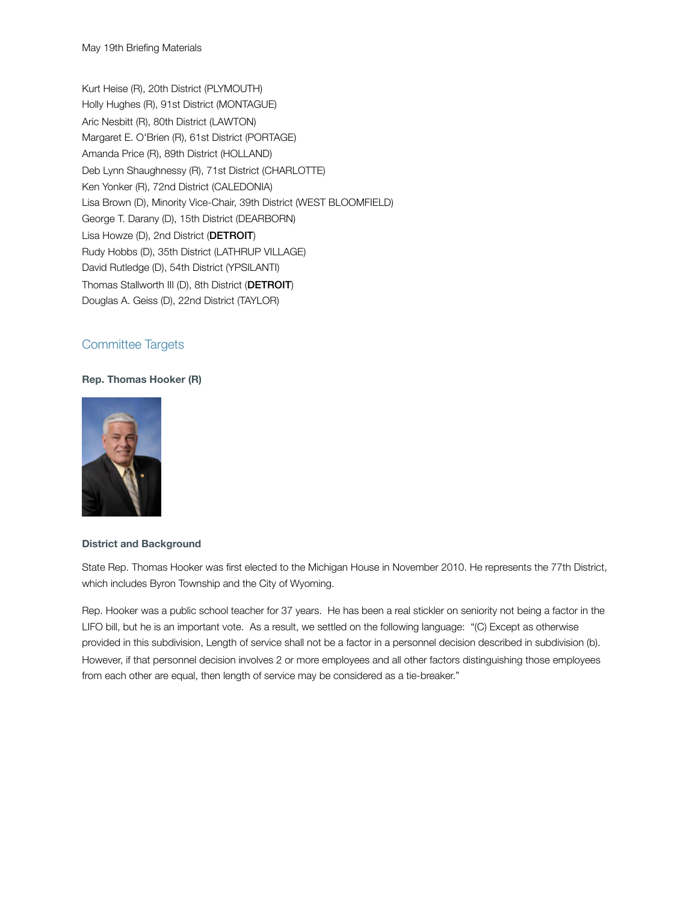Kurt Heise (R), 20th District (PLYMOUTH)
Holly Hughes (R), 91st District (MONTAGUE)
Aric Nesbitt (R), 80th District (LAWTON)
Margaret E. O'Brien (R), 61st District (PORTAGE)
Amanda Price (R), 89th District (HOLLAND)
Deb Lynn Shaughnessy (R), 71st District (CHARLOTTE)
Ken Yonker (R), 72nd District (CALEDONIA)
Lisa Brown (D), Minority Vice-Chair, 39th District (WEST BLOOMFIELD)
George T. Darany (D), 15th District (DEARBORN)
Lisa Howze (D), 2nd District (**DETROIT**)
Rudy Hobbs (D), 35th District (LATHRUP VILLAGE)
David Rutledge (D), 54th District (YPSILANTI)
Thomas Stallworth III (D), 8th District (**DETROIT**)
Douglas A. Geiss (D), 22nd District (TAYLOR)

## Committee Targets

**Rep. Thomas Hooker (R)**

**District and Background**

State Rep. Thomas Hooker was first elected to the Michigan House in November 2010. He represents the 77th District, which includes Byron Township and the City of Wyoming.

Rep. Hooker was a public school teacher for 37 years. He has been a real stickler on seniority not being a factor in the LIFO bill, but he is an important vote. As a result, we settled on the following language: "(C) Except as otherwise provided in this subdivision, Length of service shall not be a factor in a personnel decision described in subdivision (b). However, if that personnel decision involves 2 or more employees and all other factors distinguishing those employees from each other are equal, then length of service may be considered as a tie-breaker."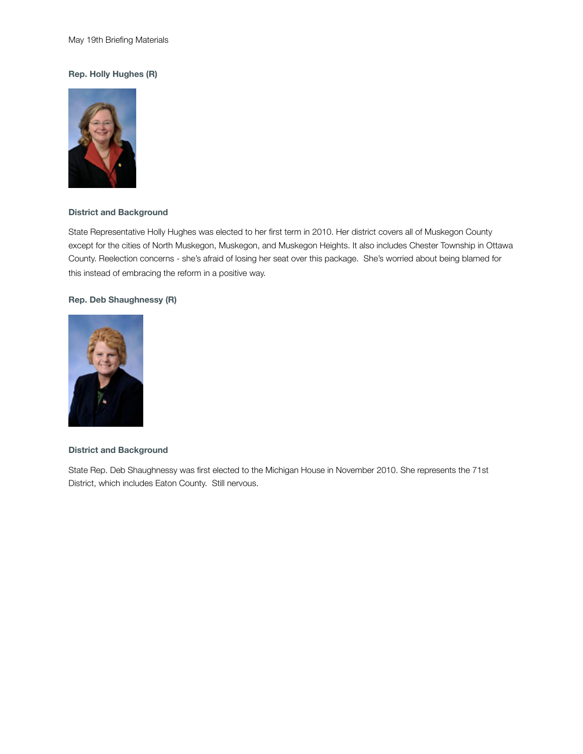May 19th Briefing Materials

**Rep. Holly Hughes (R)**

**District and Background**

State Representative Holly Hughes was elected to her first term in 2010. Her district covers all of Muskegon County except for the cities of North Muskegon, Muskegon, and Muskegon Heights. It also includes Chester Township in Ottawa County. Reelection concerns - she's afraid of losing her seat over this package. She's worried about being blamed for this instead of embracing the reform in a positive way.

**Rep. Deb Shaughnessy (R)**

**District and Background**

State Rep. Deb Shaughnessy was first elected to the Michigan House in November 2010. She represents the 71st District, which includes Eaton County. Still nervous.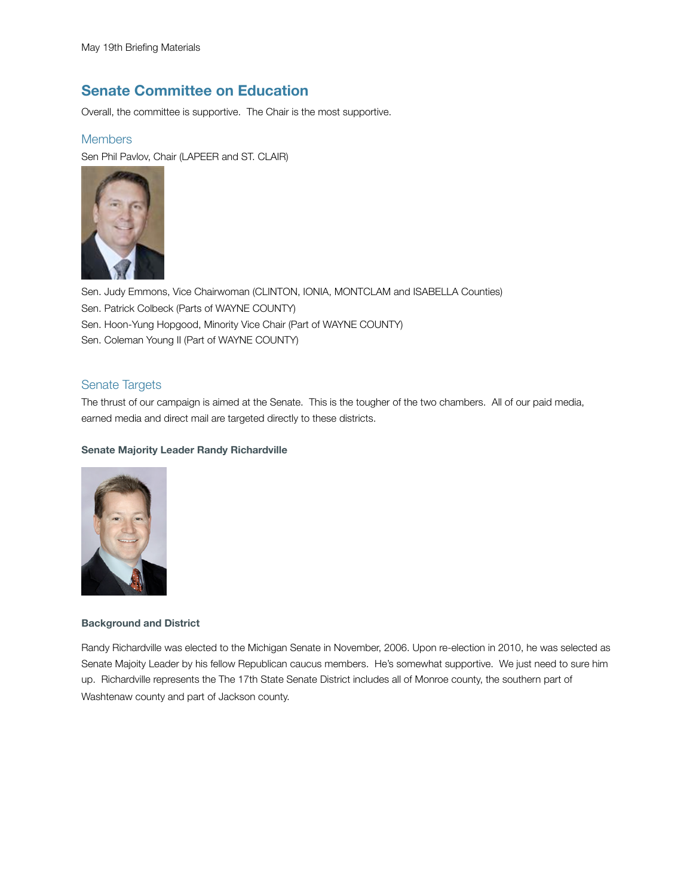May 19th Briefing Materials

## Senate Committee on Education

Overall, the committee is supportive. The Chair is the most supportive.

### Members

Sen Phil Pavlov, Chair (LAPEER and ST. CLAIR)

Sen. Judy Emmons, Vice Chairwoman (CLINTON, IONIA, MONTCLAM and ISABELLA Counties)

Sen. Patrick Colbeck (Parts of WAYNE COUNTY)

Sen. Hoon-Yung Hopgood, Minority Vice Chair (Part of WAYNE COUNTY)

Sen. Coleman Young II (Part of WAYNE COUNTY)

### Senate Targets

The thrust of our campaign is aimed at the Senate. This is the tougher of the two chambers. All of our paid media, earned media and direct mail are targeted directly to these districts.

**Senate Majority Leader Randy Richardville**

**Background and District**

Randy Richardville was elected to the Michigan Senate in November, 2006. Upon re-election in 2010, he was selected as Senate Majoity Leader by his fellow Republican caucus members. He's somewhat supportive. We just need to sure him up. Richardville represents the The 17th State Senate District includes all of Monroe county, the southern part of Washtenaw county and part of Jackson county.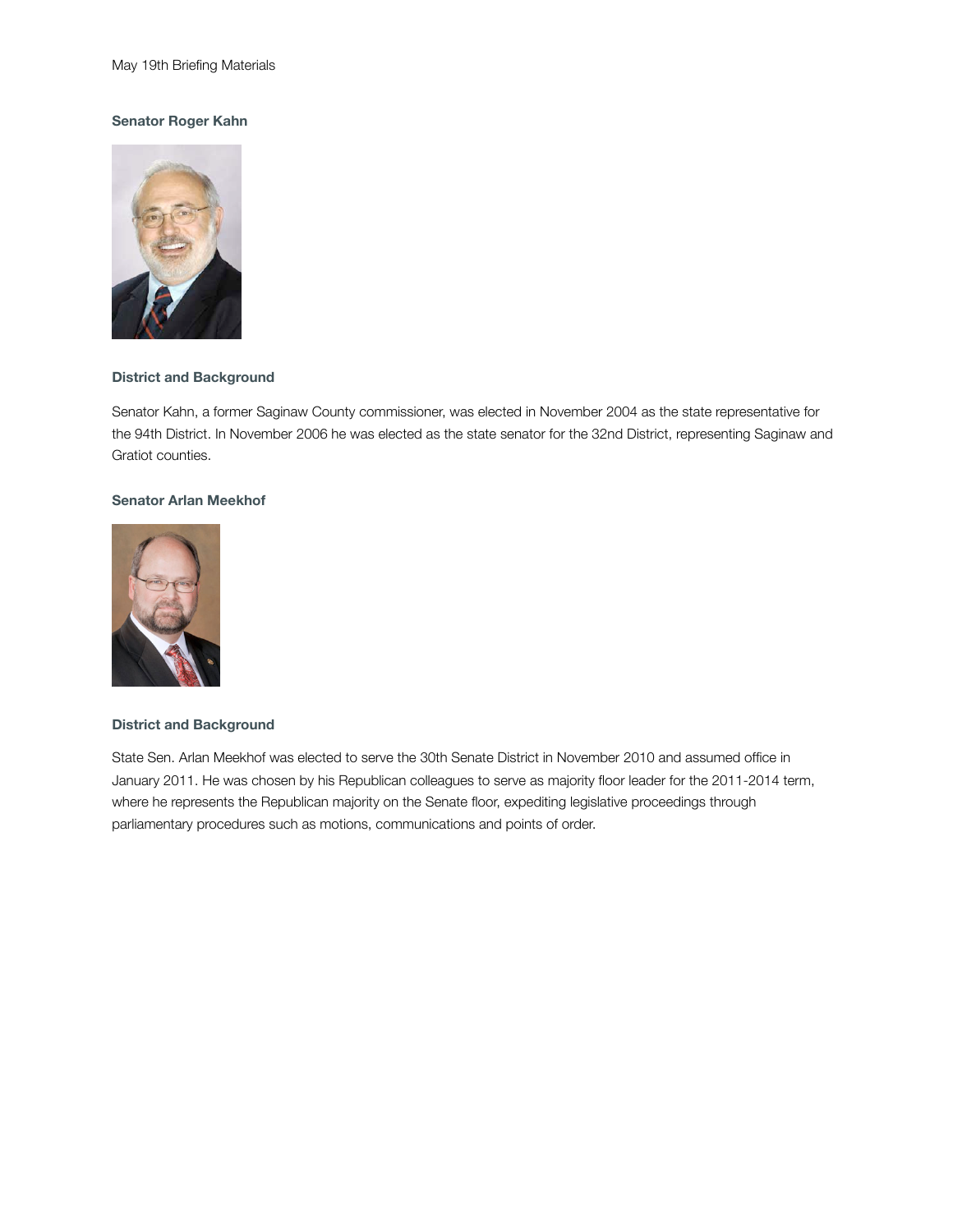May 19th Briefing Materials

**Senator Roger Kahn**

**District and Background**

Senator Kahn, a former Saginaw County commissioner, was elected in November 2004 as the state representative for the 94th District. In November 2006 he was elected as the state senator for the 32nd District, representing Saginaw and Gratiot counties.

**Senator Arlan Meekhof**

**District and Background**

State Sen. Arlan Meekhof was elected to serve the 30th Senate District in November 2010 and assumed office in January 2011. He was chosen by his Republican colleagues to serve as majority floor leader for the 2011-2014 term, where he represents the Republican majority on the Senate floor, expediting legislative proceedings through parliamentary procedures such as motions, communications and points of order.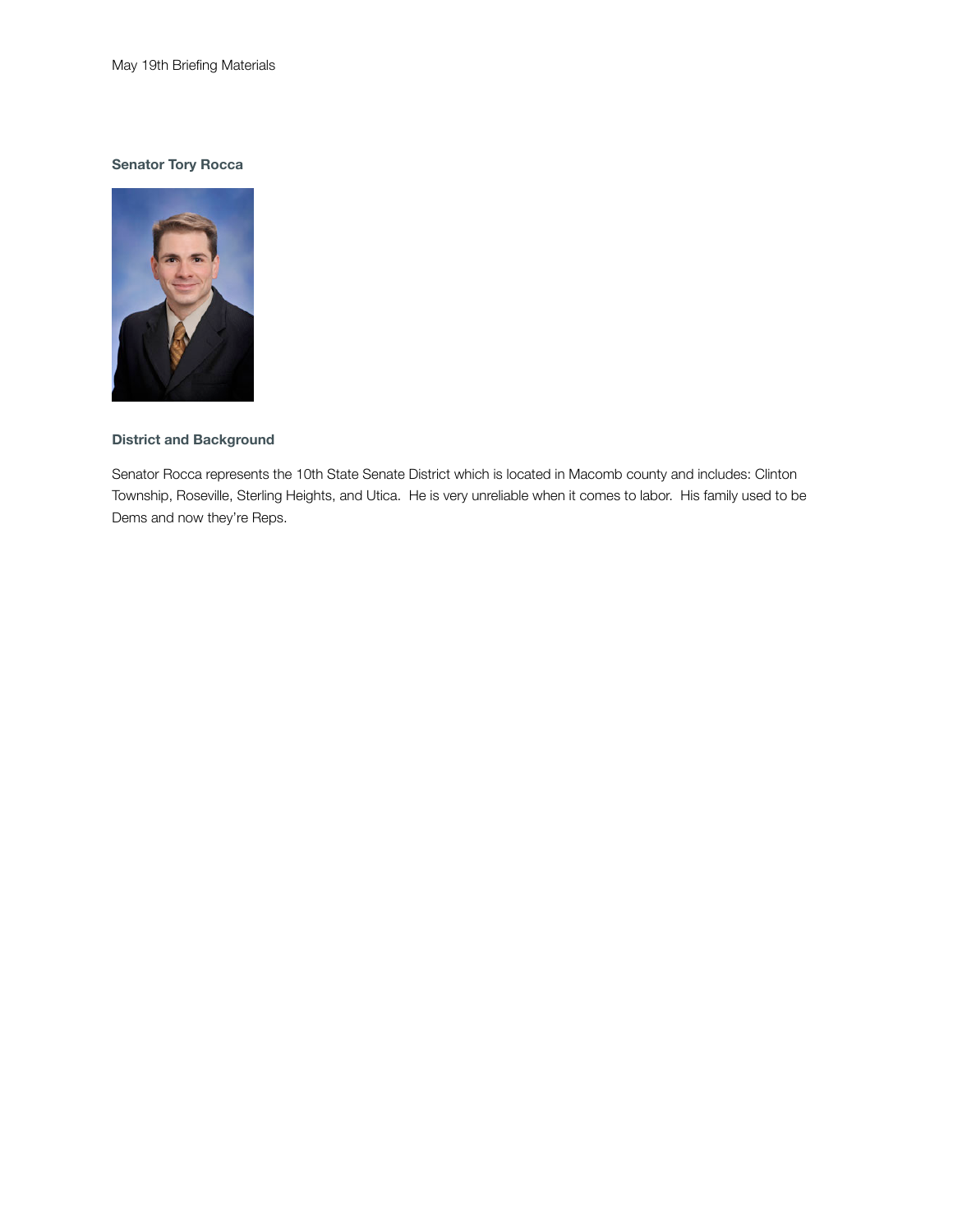May 19th Briefing Materials

### Senator Tory Rocca

### District and Background

Senator Rocca represents the 10th State Senate District which is located in Macomb county and includes: Clinton Township, Roseville, Sterling Heights, and Utica. He is very unreliable when it comes to labor. His family used to be Dems and now they're Reps.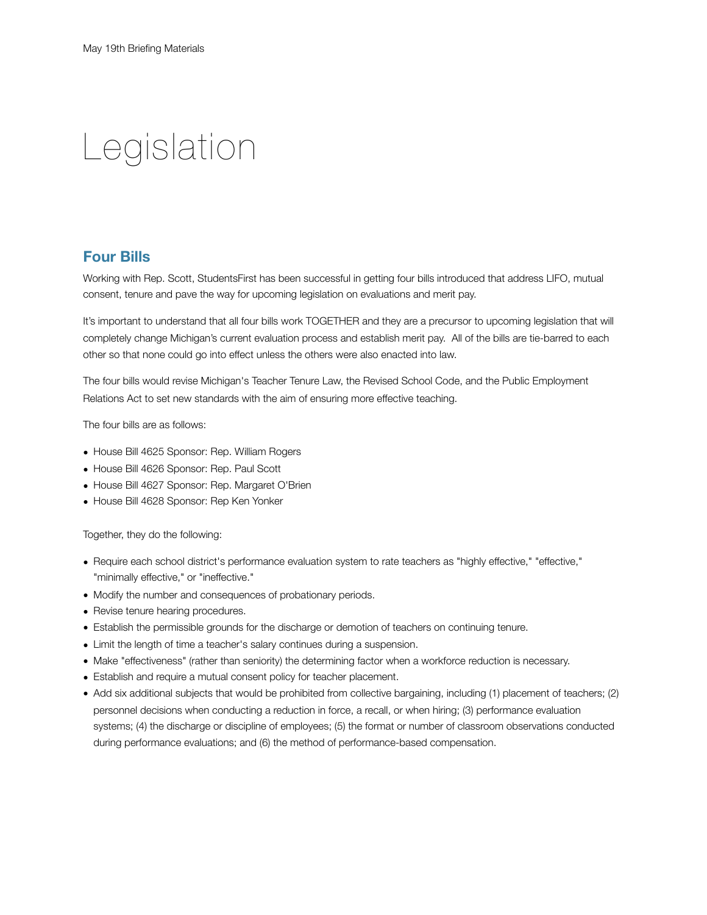# Legislation

## Four Bills

Working with Rep. Scott, StudentsFirst has been successful in getting four bills introduced that address LIFO, mutual consent, tenure and pave the way for upcoming legislation on evaluations and merit pay.

It's important to understand that all four bills work TOGETHER and they are a precursor to upcoming legislation that will completely change Michigan's current evaluation process and establish merit pay. All of the bills are tie-barred to each other so that none could go into effect unless the others were also enacted into law.

The four bills would revise Michigan's Teacher Tenure Law, the Revised School Code, and the Public Employment Relations Act to set new standards with the aim of ensuring more effective teaching.

The four bills are as follows:

- House Bill 4625 Sponsor: Rep. William Rogers
- House Bill 4626 Sponsor: Rep. Paul Scott
- House Bill 4627 Sponsor: Rep. Margaret O'Brien
- House Bill 4628 Sponsor: Rep Ken Yonker

Together, they do the following:

- Require each school district's performance evaluation system to rate teachers as "highly effective," "effective," "minimally effective," or "ineffective."
- Modify the number and consequences of probationary periods.
- Revise tenure hearing procedures.
- Establish the permissible grounds for the discharge or demotion of teachers on continuing tenure.
- Limit the length of time a teacher's salary continues during a suspension.
- Make "effectiveness" (rather than seniority) the determining factor when a workforce reduction is necessary.
- Establish and require a mutual consent policy for teacher placement.
- Add six additional subjects that would be prohibited from collective bargaining, including (1) placement of teachers; (2) personnel decisions when conducting a reduction in force, a recall, or when hiring; (3) performance evaluation systems; (4) the discharge or discipline of employees; (5) the format or number of classroom observations conducted during performance evaluations; and (6) the method of performance-based compensation.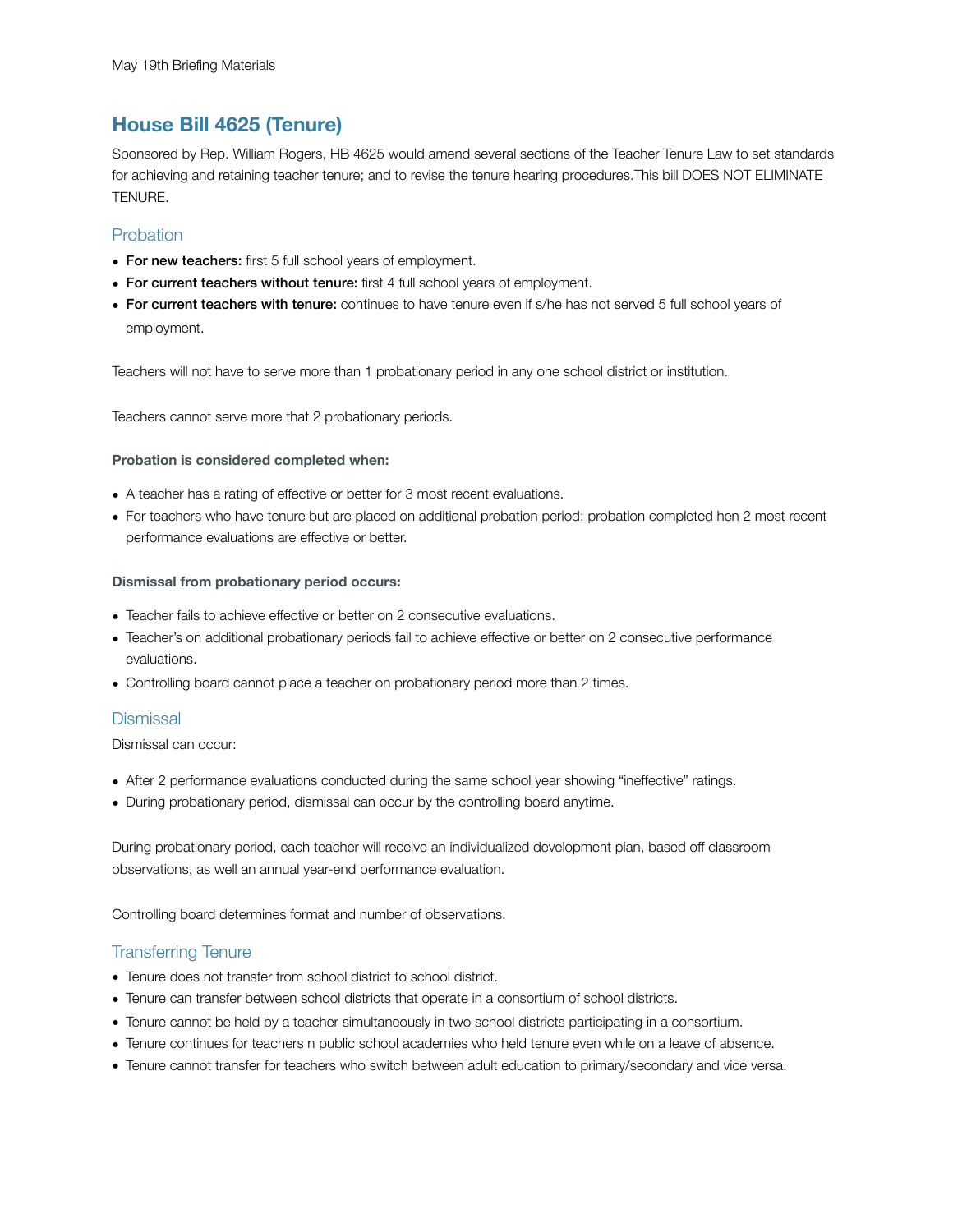May 19th Briefing Materials

## House Bill 4625 (Tenure)

Sponsored by Rep. William Rogers, HB 4625 would amend several sections of the Teacher Tenure Law to set standards for achieving and retaining teacher tenure; and to revise the tenure hearing procedures.This bill DOES NOT ELIMINATE TENURE.

### Probation

- **For new teachers:** first 5 full school years of employment.
- **For current teachers without tenure:** first 4 full school years of employment.
- **For current teachers with tenure:** continues to have tenure even if s/he has not served 5 full school years of employment.

Teachers will not have to serve more than 1 probationary period in any one school district or institution.

Teachers cannot serve more that 2 probationary periods.

**Probation is considered completed when:**

- A teacher has a rating of effective or better for 3 most recent evaluations.
- For teachers who have tenure but are placed on additional probation period: probation completed hen 2 most recent performance evaluations are effective or better.

**Dismissal from probationary period occurs:**

- Teacher fails to achieve effective or better on 2 consecutive evaluations.
- Teacher's on additional probationary periods fail to achieve effective or better on 2 consecutive performance evaluations.
- Controlling board cannot place a teacher on probationary period more than 2 times.

### Dismissal

Dismissal can occur:

- After 2 performance evaluations conducted during the same school year showing "ineffective" ratings.
- During probationary period, dismissal can occur by the controlling board anytime.

During probationary period, each teacher will receive an individualized development plan, based off classroom observations, as well an annual year-end performance evaluation.

Controlling board determines format and number of observations.

### Transferring Tenure

- Tenure does not transfer from school district to school district.
- Tenure can transfer between school districts that operate in a consortium of school districts.
- Tenure cannot be held by a teacher simultaneously in two school districts participating in a consortium.
- Tenure continues for teachers n public school academies who held tenure even while on a leave of absence.
- Tenure cannot transfer for teachers who switch between adult education to primary/secondary and vice versa.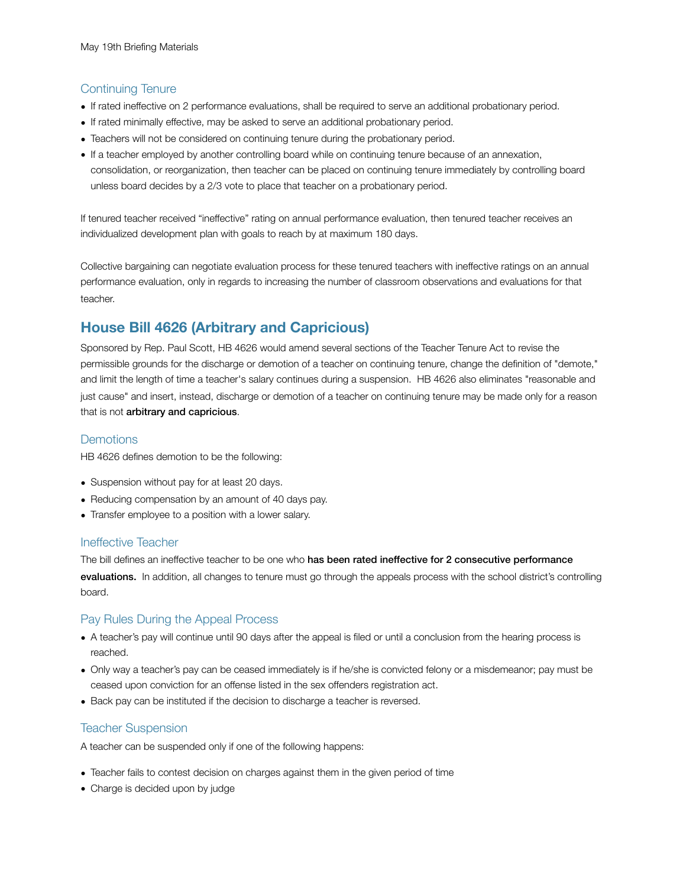### Continuing Tenure

- If rated ineffective on 2 performance evaluations, shall be required to serve an additional probationary period.
- If rated minimally effective, may be asked to serve an additional probationary period.
- Teachers will not be considered on continuing tenure during the probationary period.
- If a teacher employed by another controlling board while on continuing tenure because of an annexation, consolidation, or reorganization, then teacher can be placed on continuing tenure immediately by controlling board unless board decides by a 2/3 vote to place that teacher on a probationary period.

If tenured teacher received "ineffective" rating on annual performance evaluation, then tenured teacher receives an individualized development plan with goals to reach by at maximum 180 days.

Collective bargaining can negotiate evaluation process for these tenured teachers with ineffective ratings on an annual performance evaluation, only in regards to increasing the number of classroom observations and evaluations for that teacher.

## House Bill 4626 (Arbitrary and Capricious)

Sponsored by Rep. Paul Scott, HB 4626 would amend several sections of the Teacher Tenure Act to revise the permissible grounds for the discharge or demotion of a teacher on continuing tenure, change the definition of "demote," and limit the length of time a teacher's salary continues during a suspension. HB 4626 also eliminates "reasonable and just cause" and insert, instead, discharge or demotion of a teacher on continuing tenure may be made only for a reason that is not **arbitrary and capricious**.

### Demotions

HB 4626 defines demotion to be the following:

- Suspension without pay for at least 20 days.
- Reducing compensation by an amount of 40 days pay.
- Transfer employee to a position with a lower salary.

### Ineffective Teacher

The bill defines an ineffective teacher to be one who **has been rated ineffective for 2 consecutive performance evaluations.** In addition, all changes to tenure must go through the appeals process with the school district's controlling board.

### Pay Rules During the Appeal Process

- A teacher's pay will continue until 90 days after the appeal is filed or until a conclusion from the hearing process is reached.
- Only way a teacher's pay can be ceased immediately is if he/she is convicted felony or a misdemeanor; pay must be ceased upon conviction for an offense listed in the sex offenders registration act.
- Back pay can be instituted if the decision to discharge a teacher is reversed.

### Teacher Suspension

A teacher can be suspended only if one of the following happens:

- Teacher fails to contest decision on charges against them in the given period of time
- Charge is decided upon by judge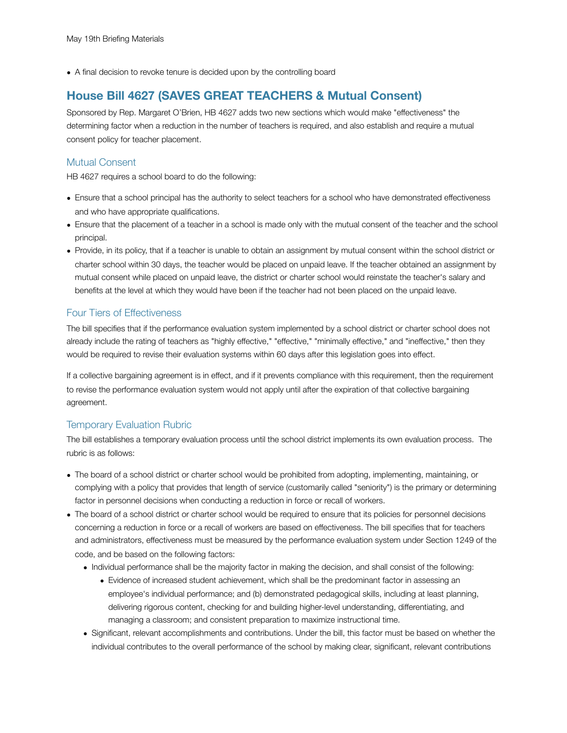- A final decision to revoke tenure is decided upon by the controlling board

## House Bill 4627 (SAVES GREAT TEACHERS & Mutual Consent)

Sponsored by Rep. Margaret O'Brien, HB 4627 adds two new sections which would make "effectiveness" the determining factor when a reduction in the number of teachers is required, and also establish and require a mutual consent policy for teacher placement.

### Mutual Consent

HB 4627 requires a school board to do the following:

- Ensure that a school principal has the authority to select teachers for a school who have demonstrated effectiveness and who have appropriate qualifications.
- Ensure that the placement of a teacher in a school is made only with the mutual consent of the teacher and the school principal.
- Provide, in its policy, that if a teacher is unable to obtain an assignment by mutual consent within the school district or charter school within 30 days, the teacher would be placed on unpaid leave. If the teacher obtained an assignment by mutual consent while placed on unpaid leave, the district or charter school would reinstate the teacher's salary and benefits at the level at which they would have been if the teacher had not been placed on the unpaid leave.

### Four Tiers of Effectiveness

The bill specifies that if the performance evaluation system implemented by a school district or charter school does not already include the rating of teachers as "highly effective," "effective," "minimally effective," and "ineffective," then they would be required to revise their evaluation systems within 60 days after this legislation goes into effect.

If a collective bargaining agreement is in effect, and if it prevents compliance with this requirement, then the requirement to revise the performance evaluation system would not apply until after the expiration of that collective bargaining agreement.

### Temporary Evaluation Rubric

The bill establishes a temporary evaluation process until the school district implements its own evaluation process. The rubric is as follows:

- The board of a school district or charter school would be prohibited from adopting, implementing, maintaining, or complying with a policy that provides that length of service (customarily called "seniority") is the primary or determining factor in personnel decisions when conducting a reduction in force or recall of workers.
- The board of a school district or charter school would be required to ensure that its policies for personnel decisions concerning a reduction in force or a recall of workers are based on effectiveness. The bill specifies that for teachers and administrators, effectiveness must be measured by the performance evaluation system under Section 1249 of the code, and be based on the following factors:
  - Individual performance shall be the majority factor in making the decision, and shall consist of the following:
    - Evidence of increased student achievement, which shall be the predominant factor in assessing an employee's individual performance; and (b) demonstrated pedagogical skills, including at least planning, delivering rigorous content, checking for and building higher-level understanding, differentiating, and managing a classroom; and consistent preparation to maximize instructional time.
  - Significant, relevant accomplishments and contributions. Under the bill, this factor must be based on whether the individual contributes to the overall performance of the school by making clear, significant, relevant contributions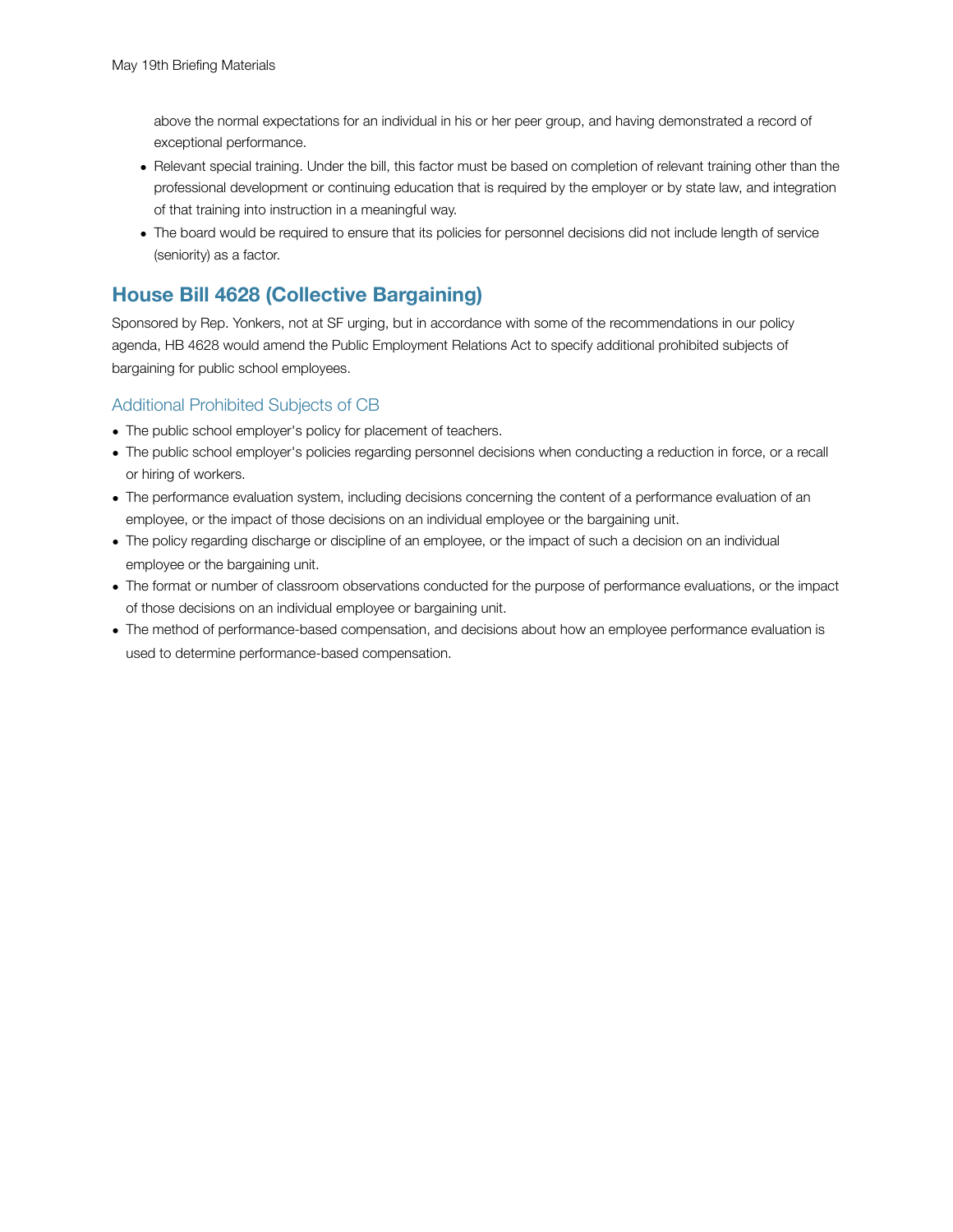above the normal expectations for an individual in his or her peer group, and having demonstrated a record of exceptional performance.

- Relevant special training. Under the bill, this factor must be based on completion of relevant training other than the professional development or continuing education that is required by the employer or by state law, and integration of that training into instruction in a meaningful way.
- The board would be required to ensure that its policies for personnel decisions did not include length of service (seniority) as a factor.

## House Bill 4628 (Collective Bargaining)

Sponsored by Rep. Yonkers, not at SF urging, but in accordance with some of the recommendations in our policy agenda, HB 4628 would amend the Public Employment Relations Act to specify additional prohibited subjects of bargaining for public school employees.

### Additional Prohibited Subjects of CB

- The public school employer's policy for placement of teachers.
- The public school employer's policies regarding personnel decisions when conducting a reduction in force, or a recall or hiring of workers.
- The performance evaluation system, including decisions concerning the content of a performance evaluation of an employee, or the impact of those decisions on an individual employee or the bargaining unit.
- The policy regarding discharge or discipline of an employee, or the impact of such a decision on an individual employee or the bargaining unit.
- The format or number of classroom observations conducted for the purpose of performance evaluations, or the impact of those decisions on an individual employee or bargaining unit.
- The method of performance-based compensation, and decisions about how an employee performance evaluation is used to determine performance-based compensation.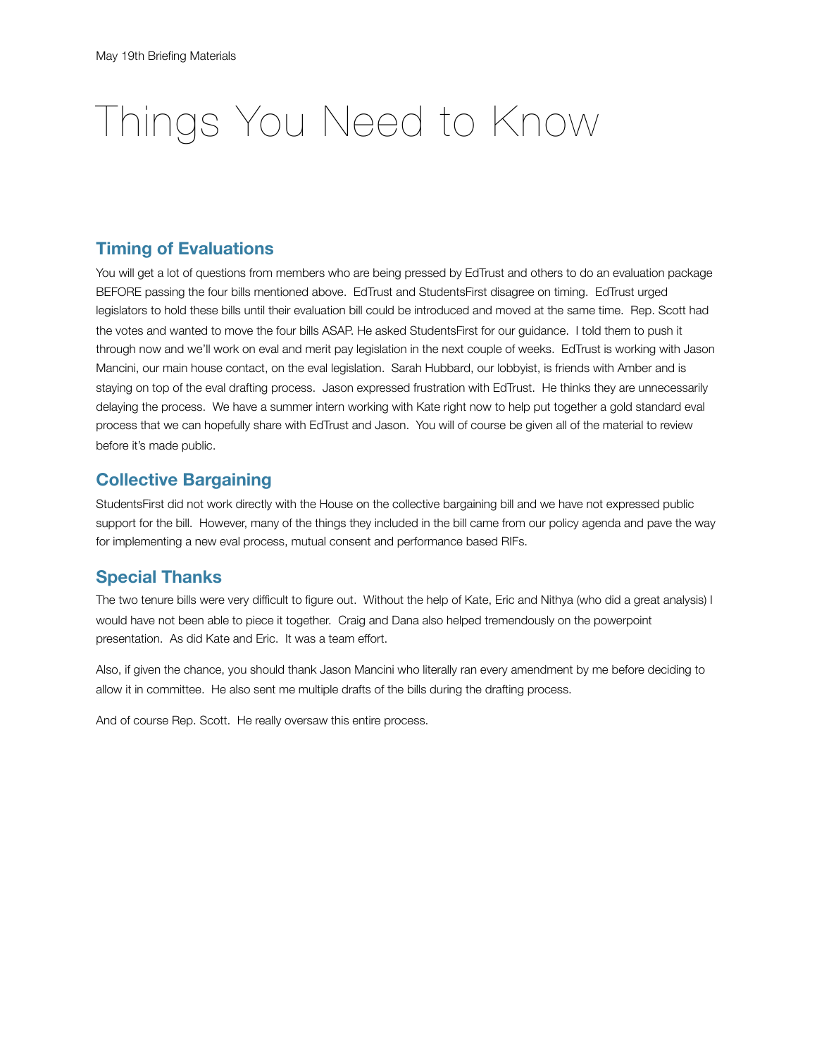May 19th Briefing Materials

# Things You Need to Know

## Timing of Evaluations

You will get a lot of questions from members who are being pressed by EdTrust and others to do an evaluation package BEFORE passing the four bills mentioned above. EdTrust and StudentsFirst disagree on timing. EdTrust urged legislators to hold these bills until their evaluation bill could be introduced and moved at the same time. Rep. Scott had the votes and wanted to move the four bills ASAP. He asked StudentsFirst for our guidance. I told them to push it through now and we'll work on eval and merit pay legislation in the next couple of weeks. EdTrust is working with Jason Mancini, our main house contact, on the eval legislation. Sarah Hubbard, our lobbyist, is friends with Amber and is staying on top of the eval drafting process. Jason expressed frustration with EdTrust. He thinks they are unnecessarily delaying the process. We have a summer intern working with Kate right now to help put together a gold standard eval process that we can hopefully share with EdTrust and Jason. You will of course be given all of the material to review before it's made public.

## Collective Bargaining

StudentsFirst did not work directly with the House on the collective bargaining bill and we have not expressed public support for the bill. However, many of the things they included in the bill came from our policy agenda and pave the way for implementing a new eval process, mutual consent and performance based RIFs.

## Special Thanks

The two tenure bills were very difficult to figure out. Without the help of Kate, Eric and Nithya (who did a great analysis) I would have not been able to piece it together. Craig and Dana also helped tremendously on the powerpoint presentation. As did Kate and Eric. It was a team effort.

Also, if given the chance, you should thank Jason Mancini who literally ran every amendment by me before deciding to allow it in committee. He also sent me multiple drafts of the bills during the drafting process.

And of course Rep. Scott. He really oversaw this entire process.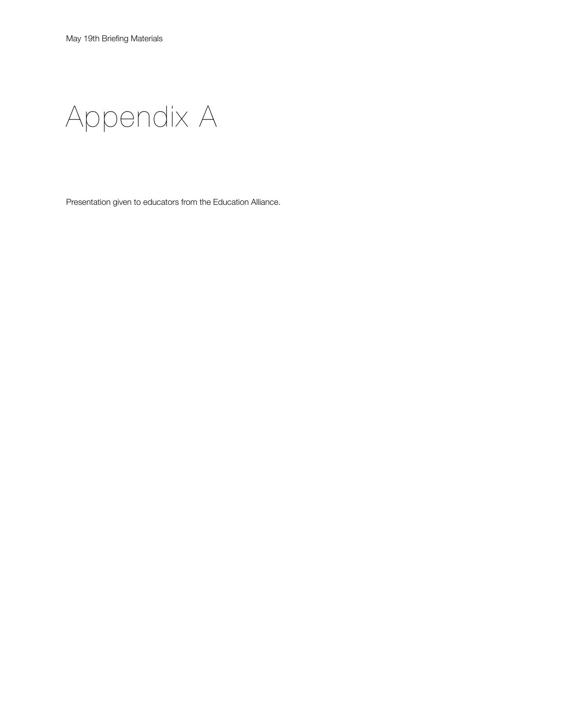# Appendix A

Presentation given to educators from the Education Alliance.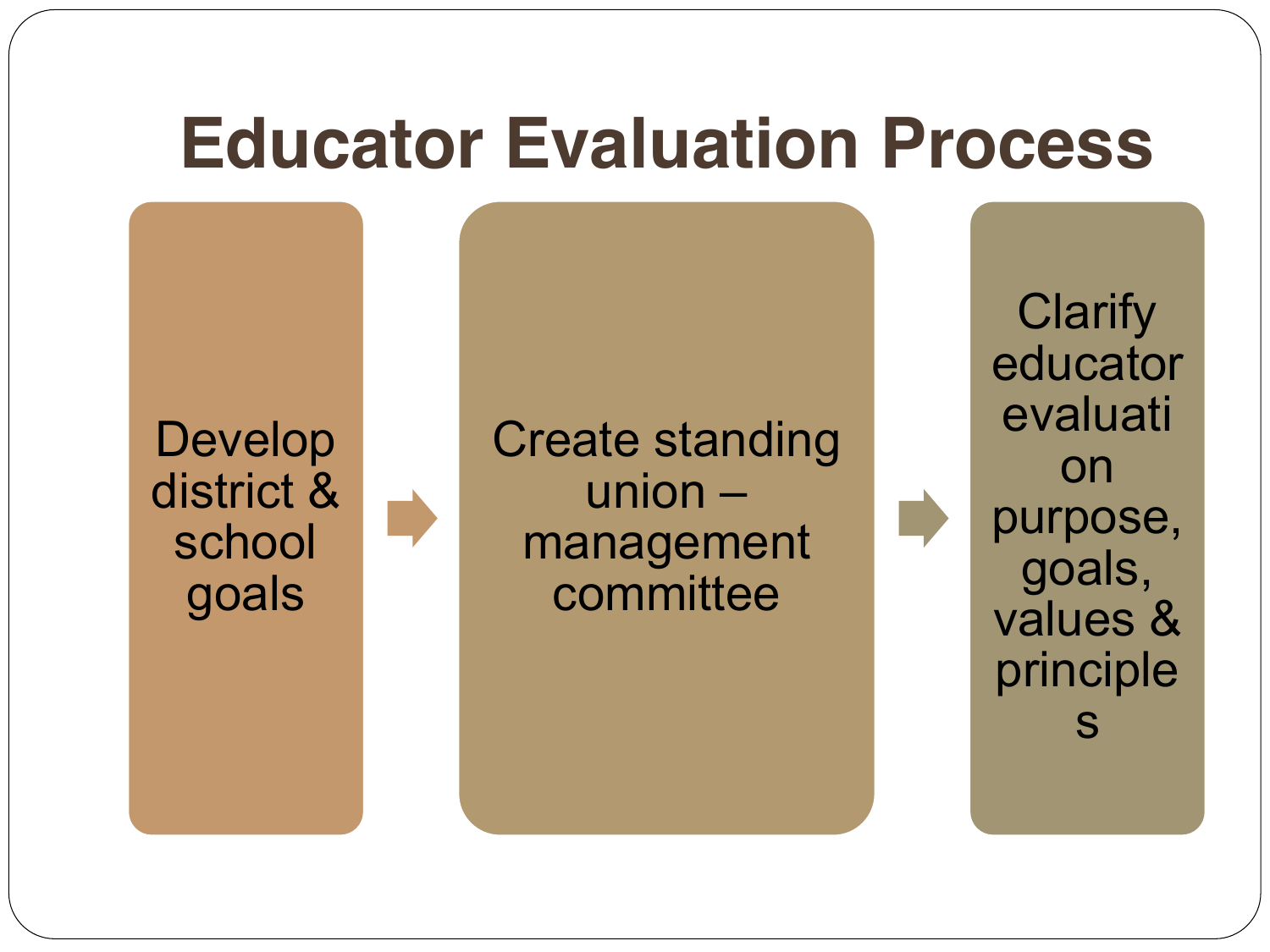# Educator Evaluation Process

Develop district & school goals → Create standing union – management committee → Clarify educator evaluation purpose, goals, values & principles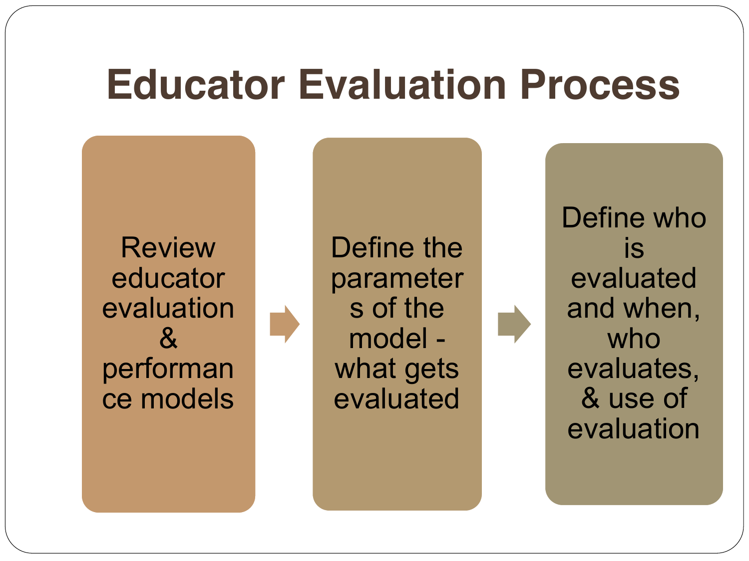# Educator Evaluation Process

1. Review educator evaluation & performance models
2. Define the parameters of the model - what gets evaluated
3. Define who is evaluated and when, who evaluates, & use of evaluation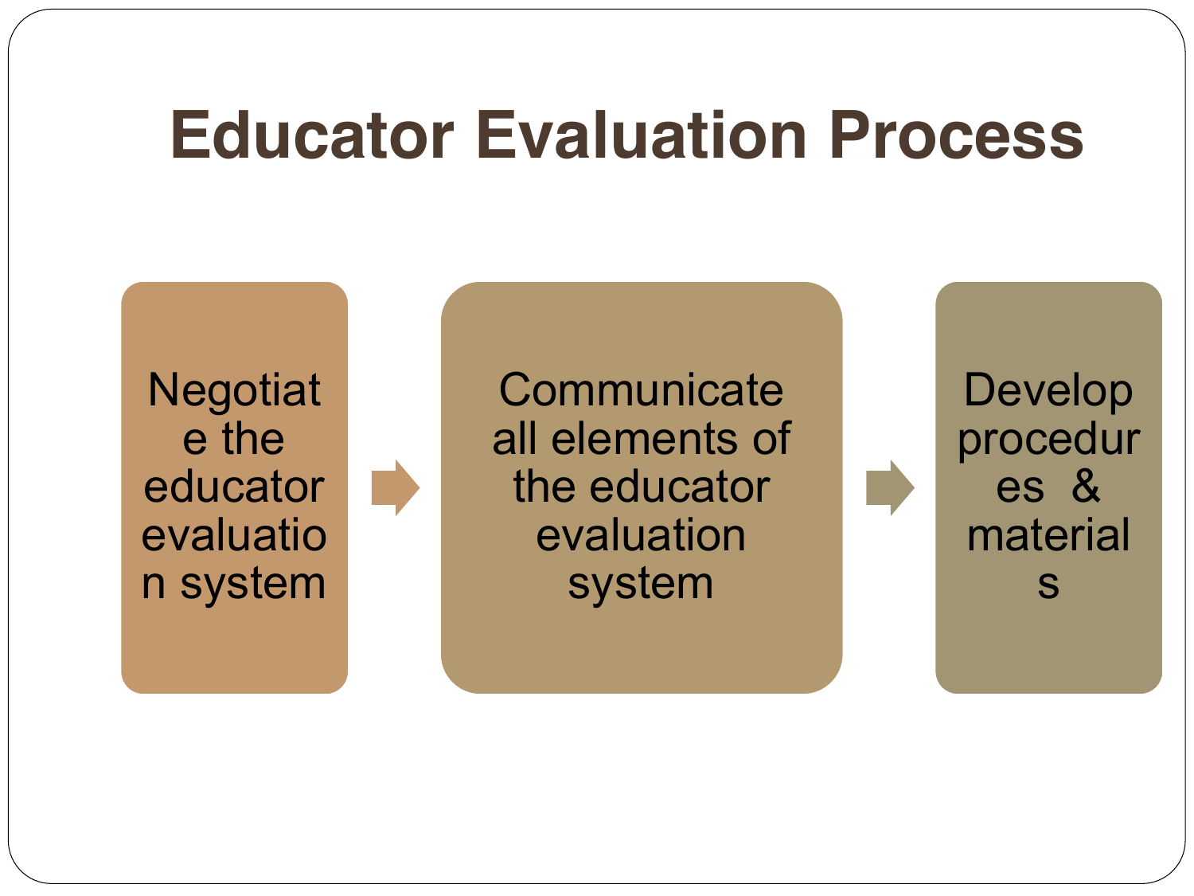# Educator Evaluation Process

1. Negotiate the educator evaluation system
2. Communicate all elements of the educator evaluation system
3. Develop procedures & materials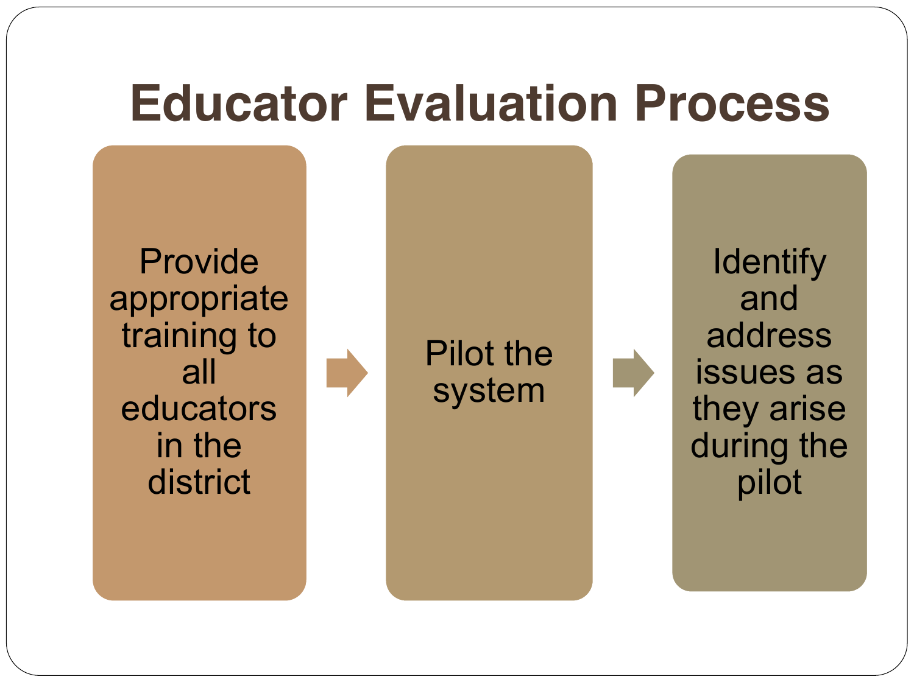# Educator Evaluation Process

1. Provide appropriate training to all educators in the district
2. Pilot the system
3. Identify and address issues as they arise during the pilot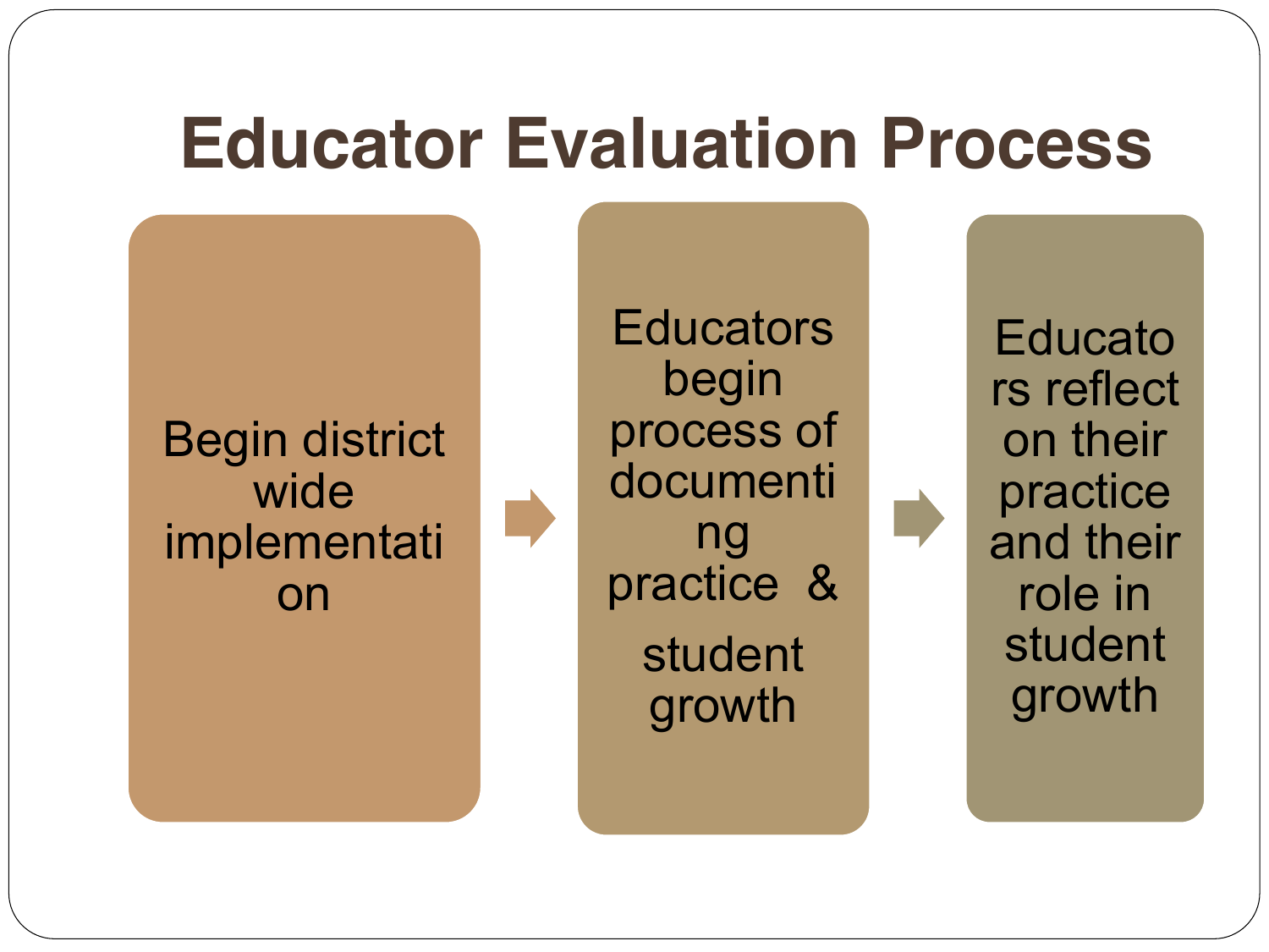# Educator Evaluation Process

1. Begin district wide implementation
2. Educators begin process of documenting practice & student growth
3. Educators reflect on their practice and their role in student growth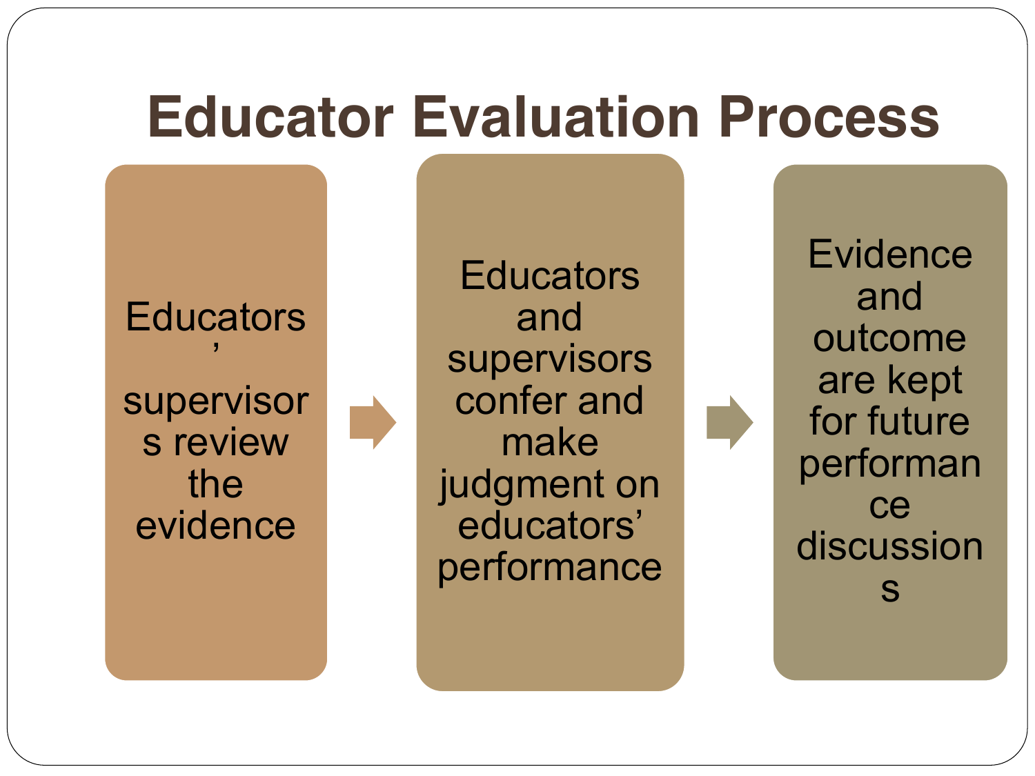# Educator Evaluation Process

1. Educators' supervisors review the evidence
2. Educators and supervisors confer and make judgment on educators' performance
3. Evidence and outcome are kept for future performance discussions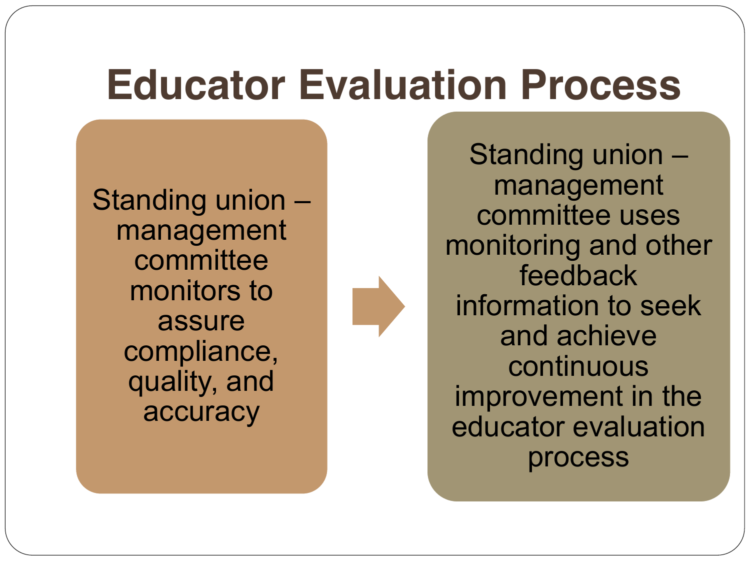# Educator Evaluation Process

Standing union – management committee monitors to assure compliance, quality, and accuracy

Standing union – management committee uses monitoring and other feedback information to seek and achieve continuous improvement in the educator evaluation process